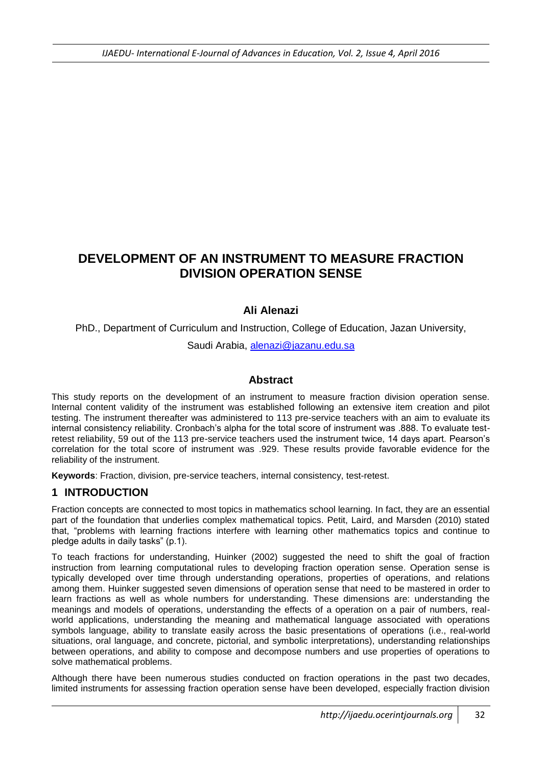# DEVELOPMENT OF AN INSTRUMENT TO MEASURE FRACTION DIVISION OPERATION SENSE

**Ali Alenazi**

PhD., Department of Curriculum and Instruction, College of Education, Jazan University,

Saudi Arabia, alenazi@jazanu.edu.sa

## Abstract

This study reports on the development of an instrument to measure fraction division operation sense. Internal content validity of the instrument was established following an extensive item creation and pilot testing. The instrument thereafter was administered to 113 pre-service teachers with an aim to evaluate its internal consistency reliability. Cronbach's alpha for the total score of instrument was .888. To evaluate test-retest reliability, 59 out of the 113 pre-service teachers used the instrument twice, 14 days apart. Pearson's correlation for the total score of instrument was .929. These results provide favorable evidence for the reliability of the instrument.

**Keywords**: Fraction, division, pre-service teachers, internal consistency, test-retest.

## 1 INTRODUCTION

Fraction concepts are connected to most topics in mathematics school learning. In fact, they are an essential part of the foundation that underlies complex mathematical topics. Petit, Laird, and Marsden (2010) stated that, "problems with learning fractions interfere with learning other mathematics topics and continue to pledge adults in daily tasks" (p.1).

To teach fractions for understanding, Huinker (2002) suggested the need to shift the goal of fraction instruction from learning computational rules to developing fraction operation sense. Operation sense is typically developed over time through understanding operations, properties of operations, and relations among them. Huinker suggested seven dimensions of operation sense that need to be mastered in order to learn fractions as well as whole numbers for understanding. These dimensions are: understanding the meanings and models of operations, understanding the effects of a operation on a pair of numbers, real-world applications, understanding the meaning and mathematical language associated with operations symbols language, ability to translate easily across the basic presentations of operations (i.e., real-world situations, oral language, and concrete, pictorial, and symbolic interpretations), understanding relationships between operations, and ability to compose and decompose numbers and use properties of operations to solve mathematical problems.

Although there have been numerous studies conducted on fraction operations in the past two decades, limited instruments for assessing fraction operation sense have been developed, especially fraction division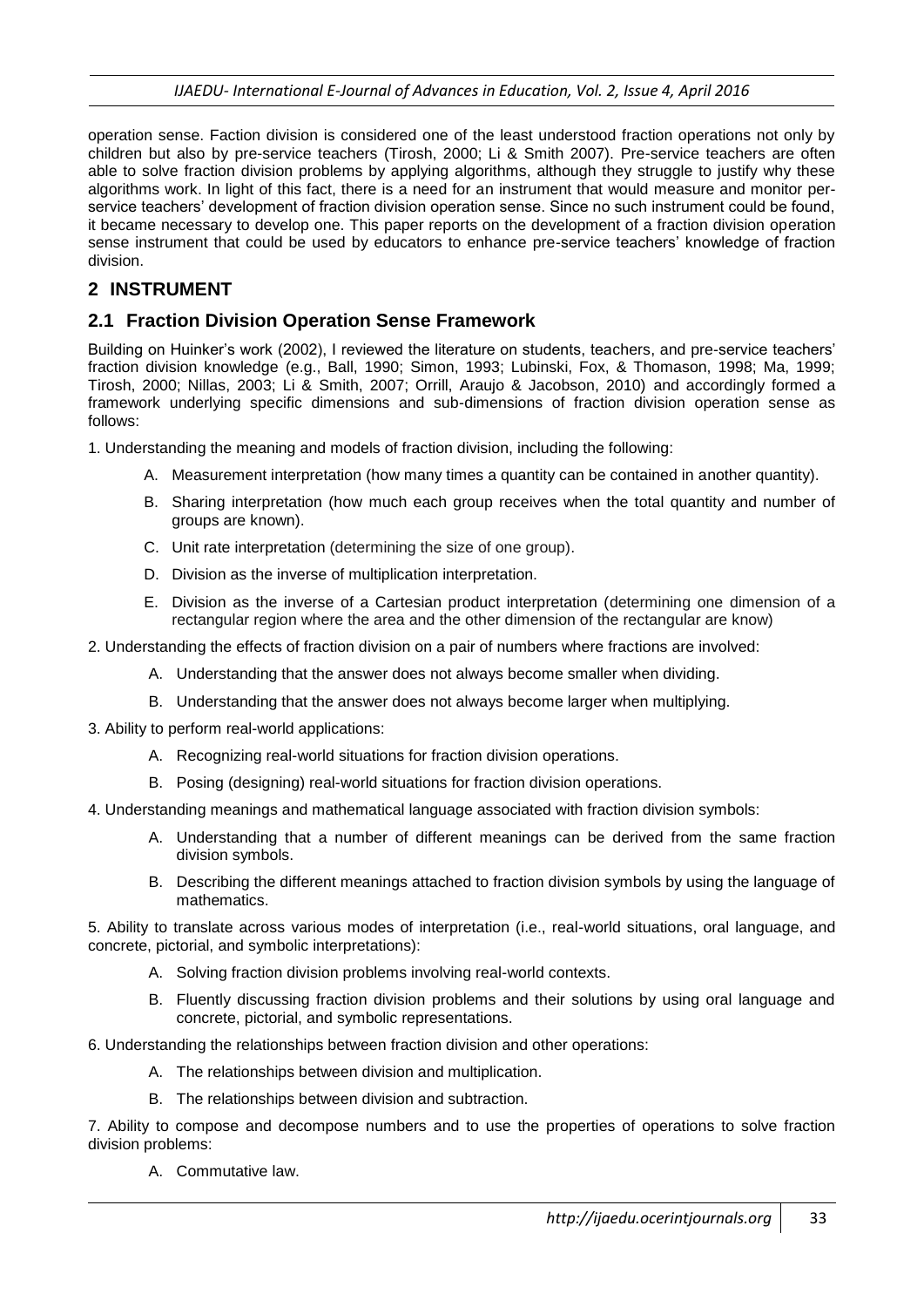operation sense. Faction division is considered one of the least understood fraction operations not only by children but also by pre-service teachers (Tirosh, 2000; Li & Smith 2007). Pre-service teachers are often able to solve fraction division problems by applying algorithms, although they struggle to justify why these algorithms work. In light of this fact, there is a need for an instrument that would measure and monitor per-service teachers' development of fraction division operation sense. Since no such instrument could be found, it became necessary to develop one. This paper reports on the development of a fraction division operation sense instrument that could be used by educators to enhance pre-service teachers' knowledge of fraction division.

## 2 INSTRUMENT

### 2.1 Fraction Division Operation Sense Framework

Building on Huinker's work (2002), I reviewed the literature on students, teachers, and pre-service teachers' fraction division knowledge (e.g., Ball, 1990; Simon, 1993; Lubinski, Fox, & Thomason, 1998; Ma, 1999; Tirosh, 2000; Nillas, 2003; Li & Smith, 2007; Orrill, Araujo & Jacobson, 2010) and accordingly formed a framework underlying specific dimensions and sub-dimensions of fraction division operation sense as follows:

1. Understanding the meaning and models of fraction division, including the following:
   - A. Measurement interpretation (how many times a quantity can be contained in another quantity).
   - B. Sharing interpretation (how much each group receives when the total quantity and number of groups are known).
   - C. Unit rate interpretation (determining the size of one group).
   - D. Division as the inverse of multiplication interpretation.
   - E. Division as the inverse of a Cartesian product interpretation (determining one dimension of a rectangular region where the area and the other dimension of the rectangular are know)
2. Understanding the effects of fraction division on a pair of numbers where fractions are involved:
   - A. Understanding that the answer does not always become smaller when dividing.
   - B. Understanding that the answer does not always become larger when multiplying.
3. Ability to perform real-world applications:
   - A. Recognizing real-world situations for fraction division operations.
   - B. Posing (designing) real-world situations for fraction division operations.
4. Understanding meanings and mathematical language associated with fraction division symbols:
   - A. Understanding that a number of different meanings can be derived from the same fraction division symbols.
   - B. Describing the different meanings attached to fraction division symbols by using the language of mathematics.
5. Ability to translate across various modes of interpretation (i.e., real-world situations, oral language, and concrete, pictorial, and symbolic interpretations):
   - A. Solving fraction division problems involving real-world contexts.
   - B. Fluently discussing fraction division problems and their solutions by using oral language and concrete, pictorial, and symbolic representations.
6. Understanding the relationships between fraction division and other operations:
   - A. The relationships between division and multiplication.
   - B. The relationships between division and subtraction.
7. Ability to compose and decompose numbers and to use the properties of operations to solve fraction division problems:
   - A. Commutative law.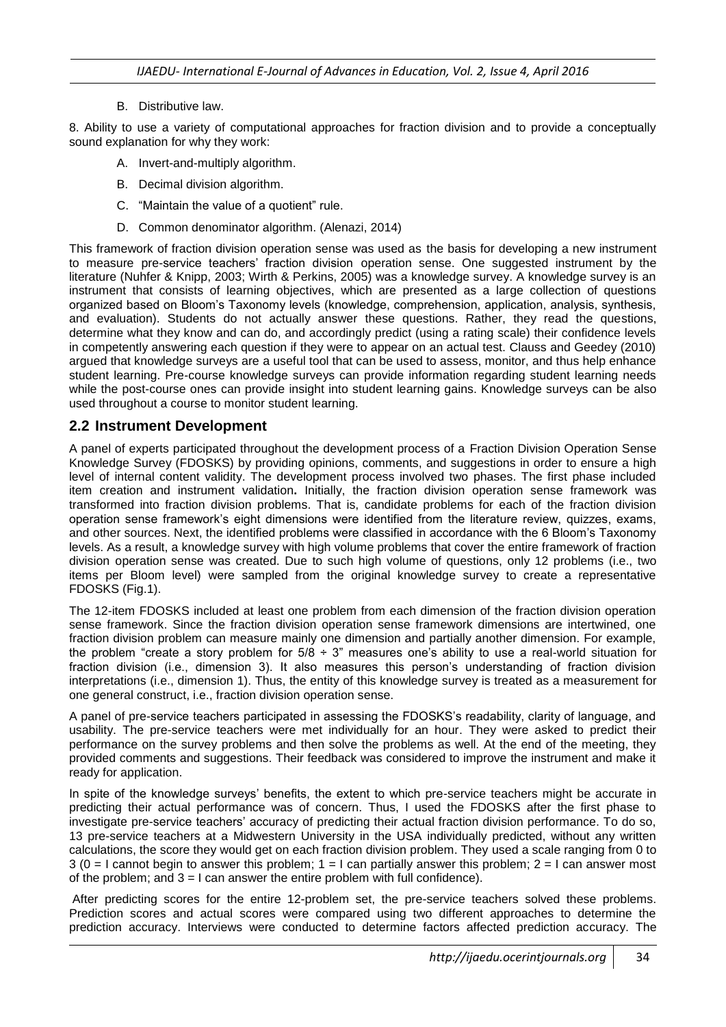B. Distributive law.

8. Ability to use a variety of computational approaches for fraction division and to provide a conceptually sound explanation for why they work:

A. Invert-and-multiply algorithm.

B. Decimal division algorithm.

C. "Maintain the value of a quotient" rule.

D. Common denominator algorithm. (Alenazi, 2014)

This framework of fraction division operation sense was used as the basis for developing a new instrument to measure pre-service teachers' fraction division operation sense. One suggested instrument by the literature (Nuhfer & Knipp, 2003; Wirth & Perkins, 2005) was a knowledge survey. A knowledge survey is an instrument that consists of learning objectives, which are presented as a large collection of questions organized based on Bloom's Taxonomy levels (knowledge, comprehension, application, analysis, synthesis, and evaluation). Students do not actually answer these questions. Rather, they read the questions, determine what they know and can do, and accordingly predict (using a rating scale) their confidence levels in competently answering each question if they were to appear on an actual test. Clauss and Geedey (2010) argued that knowledge surveys are a useful tool that can be used to assess, monitor, and thus help enhance student learning. Pre-course knowledge surveys can provide information regarding student learning needs while the post-course ones can provide insight into student learning gains. Knowledge surveys can be also used throughout a course to monitor student learning.

## 2.2 Instrument Development

A panel of experts participated throughout the development process of a Fraction Division Operation Sense Knowledge Survey (FDOSKS) by providing opinions, comments, and suggestions in order to ensure a high level of internal content validity. The development process involved two phases. The first phase included item creation and instrument validation**.** Initially, the fraction division operation sense framework was transformed into fraction division problems. That is, candidate problems for each of the fraction division operation sense framework's eight dimensions were identified from the literature review, quizzes, exams, and other sources. Next, the identified problems were classified in accordance with the 6 Bloom's Taxonomy levels. As a result, a knowledge survey with high volume problems that cover the entire framework of fraction division operation sense was created. Due to such high volume of questions, only 12 problems (i.e., two items per Bloom level) were sampled from the original knowledge survey to create a representative FDOSKS (Fig.1).

The 12-item FDOSKS included at least one problem from each dimension of the fraction division operation sense framework. Since the fraction division operation sense framework dimensions are intertwined, one fraction division problem can measure mainly one dimension and partially another dimension. For example, the problem "create a story problem for $5/8 \div 3$" measures one's ability to use a real-world situation for fraction division (i.e., dimension 3). It also measures this person's understanding of fraction division interpretations (i.e., dimension 1). Thus, the entity of this knowledge survey is treated as a measurement for one general construct, i.e., fraction division operation sense.

A panel of pre-service teachers participated in assessing the FDOSKS's readability, clarity of language, and usability. The pre-service teachers were met individually for an hour. They were asked to predict their performance on the survey problems and then solve the problems as well. At the end of the meeting, they provided comments and suggestions. Their feedback was considered to improve the instrument and make it ready for application.

In spite of the knowledge surveys' benefits, the extent to which pre-service teachers might be accurate in predicting their actual performance was of concern. Thus, I used the FDOSKS after the first phase to investigate pre-service teachers' accuracy of predicting their actual fraction division performance. To do so, 13 pre-service teachers at a Midwestern University in the USA individually predicted, without any written calculations, the score they would get on each fraction division problem. They used a scale ranging from 0 to 3 (0 = I cannot begin to answer this problem; 1 = I can partially answer this problem; 2 = I can answer most of the problem; and 3 = I can answer the entire problem with full confidence).

After predicting scores for the entire 12-problem set, the pre-service teachers solved these problems. Prediction scores and actual scores were compared using two different approaches to determine the prediction accuracy. Interviews were conducted to determine factors affected prediction accuracy. The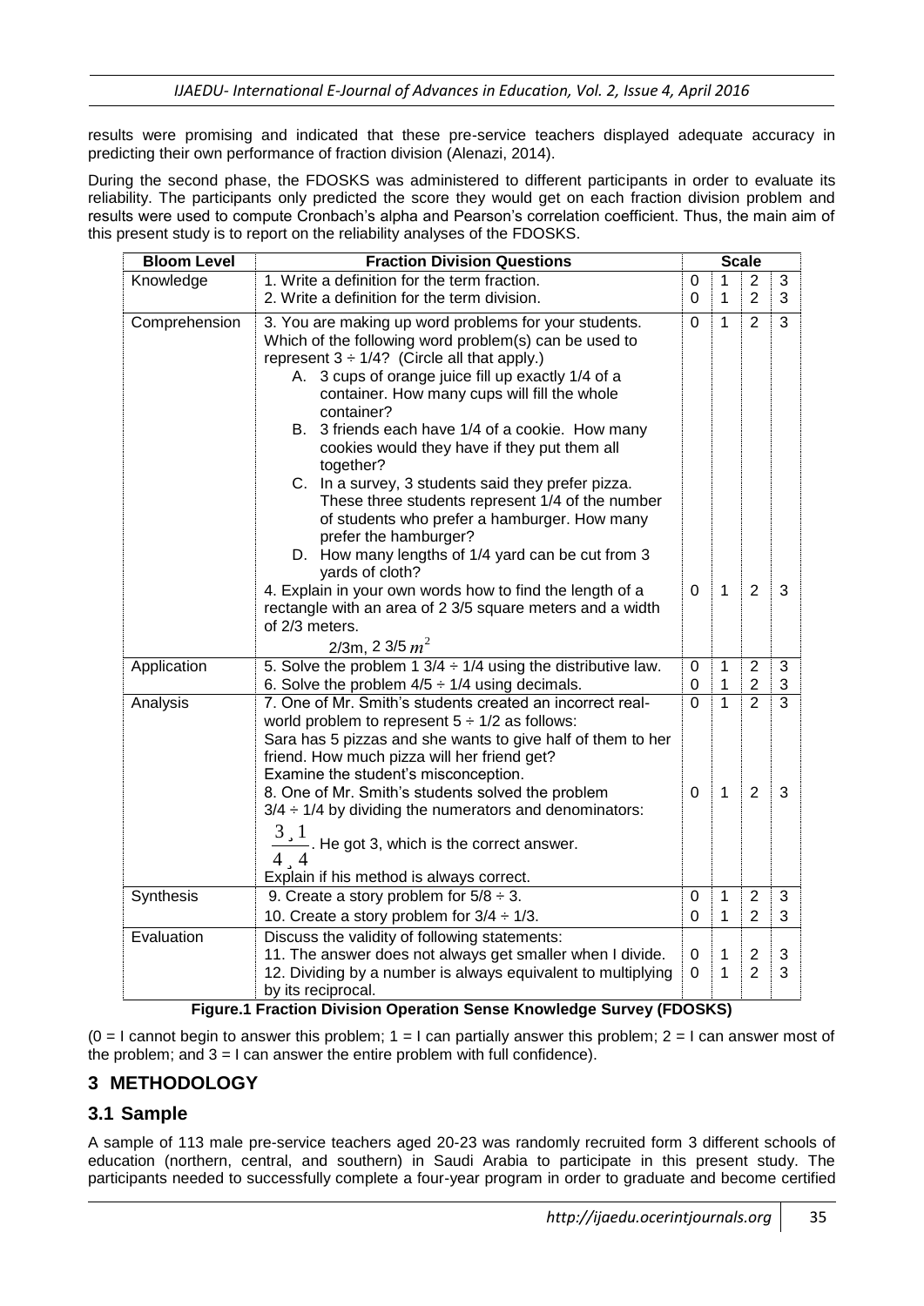results were promising and indicated that these pre-service teachers displayed adequate accuracy in predicting their own performance of fraction division (Alenazi, 2014).

During the second phase, the FDOSKS was administered to different participants in order to evaluate its reliability. The participants only predicted the score they would get on each fraction division problem and results were used to compute Cronbach's alpha and Pearson's correlation coefficient. Thus, the main aim of this present study is to report on the reliability analyses of the FDOSKS.

| Bloom Level | Fraction Division Questions | Scale | | | |
|---|---|---|---|---|---|
| Knowledge | 1. Write a definition for the term fraction. | 0 | 1 | 2 | 3 |
| | 2. Write a definition for the term division. | 0 | 1 | 2 | 3 |
| Comprehension | 3. You are making up word problems for your students. Which of the following word problem(s) can be used to represent $3 \div 1/4$? (Circle all that apply.) A. 3 cups of orange juice fill up exactly 1/4 of a container. How many cups will fill the whole container? B. 3 friends each have 1/4 of a cookie. How many cookies would they have if they put them all together? C. In a survey, 3 students said they prefer pizza. These three students represent 1/4 of the number of students who prefer a hamburger. How many prefer the hamburger? D. How many lengths of 1/4 yard can be cut from 3 yards of cloth? | 0 | 1 | 2 | 3 |
| | 4. Explain in your own words how to find the length of a rectangle with an area of 2 3/5 square meters and a width of 2/3 meters. 2/3m, 2 3/5 $m^2$ | 0 | 1 | 2 | 3 |
| Application | 5. Solve the problem $1\ 3/4 \div 1/4$ using the distributive law. | 0 | 1 | 2 | 3 |
| | 6. Solve the problem $4/5 \div 1/4$ using decimals. | 0 | 1 | 2 | 3 |
| Analysis | 7. One of Mr. Smith's students created an incorrect real-world problem to represent $5 \div 1/2$ as follows: Sara has 5 pizzas and she wants to give half of them to her friend. How much pizza will her friend get? Examine the student's misconception. | 0 | 1 | 2 | 3 |
| | 8. One of Mr. Smith's students solved the problem $3/4 \div 1/4$ by dividing the numerators and denominators: $\frac{3 \div 1}{4 \div 4}$. He got 3, which is the correct answer. Explain if his method is always correct. | 0 | 1 | 2 | 3 |
| Synthesis | 9. Create a story problem for $5/8 \div 3$. | 0 | 1 | 2 | 3 |
| | 10. Create a story problem for $3/4 \div 1/3$. | 0 | 1 | 2 | 3 |
| Evaluation | Discuss the validity of following statements: 11. The answer does not always get smaller when I divide. | 0 | 1 | 2 | 3 |
| | 12. Dividing by a number is always equivalent to multiplying by its reciprocal. | 0 | 1 | 2 | 3 |

**Figure.1 Fraction Division Operation Sense Knowledge Survey (FDOSKS)**

(0 = I cannot begin to answer this problem; 1 = I can partially answer this problem; 2 = I can answer most of the problem; and 3 = I can answer the entire problem with full confidence).

## 3 METHODOLOGY

### 3.1 Sample

A sample of 113 male pre-service teachers aged 20-23 was randomly recruited form 3 different schools of education (northern, central, and southern) in Saudi Arabia to participate in this present study. The participants needed to successfully complete a four-year program in order to graduate and become certified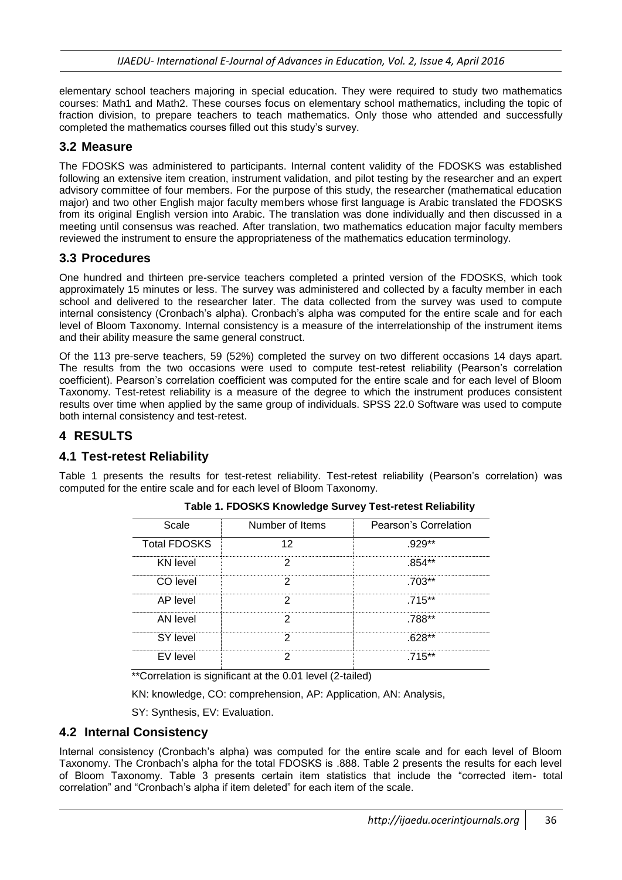elementary school teachers majoring in special education. They were required to study two mathematics courses: Math1 and Math2. These courses focus on elementary school mathematics, including the topic of fraction division, to prepare teachers to teach mathematics. Only those who attended and successfully completed the mathematics courses filled out this study's survey.

## 3.2 Measure

The FDOSKS was administered to participants. Internal content validity of the FDOSKS was established following an extensive item creation, instrument validation, and pilot testing by the researcher and an expert advisory committee of four members. For the purpose of this study, the researcher (mathematical education major) and two other English major faculty members whose first language is Arabic translated the FDOSKS from its original English version into Arabic. The translation was done individually and then discussed in a meeting until consensus was reached. After translation, two mathematics education major faculty members reviewed the instrument to ensure the appropriateness of the mathematics education terminology.

## 3.3 Procedures

One hundred and thirteen pre-service teachers completed a printed version of the FDOSKS, which took approximately 15 minutes or less. The survey was administered and collected by a faculty member in each school and delivered to the researcher later. The data collected from the survey was used to compute internal consistency (Cronbach's alpha). Cronbach's alpha was computed for the entire scale and for each level of Bloom Taxonomy. Internal consistency is a measure of the interrelationship of the instrument items and their ability measure the same general construct.

Of the 113 pre-serve teachers, 59 (52%) completed the survey on two different occasions 14 days apart. The results from the two occasions were used to compute test-retest reliability (Pearson's correlation coefficient). Pearson's correlation coefficient was computed for the entire scale and for each level of Bloom Taxonomy. Test-retest reliability is a measure of the degree to which the instrument produces consistent results over time when applied by the same group of individuals. SPSS 22.0 Software was used to compute both internal consistency and test-retest.

# 4 RESULTS

## 4.1 Test-retest Reliability

Table 1 presents the results for test-retest reliability. Test-retest reliability (Pearson's correlation) was computed for the entire scale and for each level of Bloom Taxonomy.

**Table 1. FDOSKS Knowledge Survey Test-retest Reliability**

| Scale | Number of Items | Pearson's Correlation |
|---|---|---|
| Total FDOSKS | 12 | .929** |
| KN level | 2 | .854** |
| CO level | 2 | .703** |
| AP level | 2 | .715** |
| AN level | 2 | .788** |
| SY level | 2 | .628** |
| EV level | 2 | .715** |

**Correlation is significant at the 0.01 level (2-tailed)

KN: knowledge, CO: comprehension, AP: Application, AN: Analysis,

SY: Synthesis, EV: Evaluation.

## 4.2 Internal Consistency

Internal consistency (Cronbach's alpha) was computed for the entire scale and for each level of Bloom Taxonomy. The Cronbach's alpha for the total FDOSKS is .888. Table 2 presents the results for each level of Bloom Taxonomy. Table 3 presents certain item statistics that include the "corrected item- total correlation" and "Cronbach's alpha if item deleted" for each item of the scale.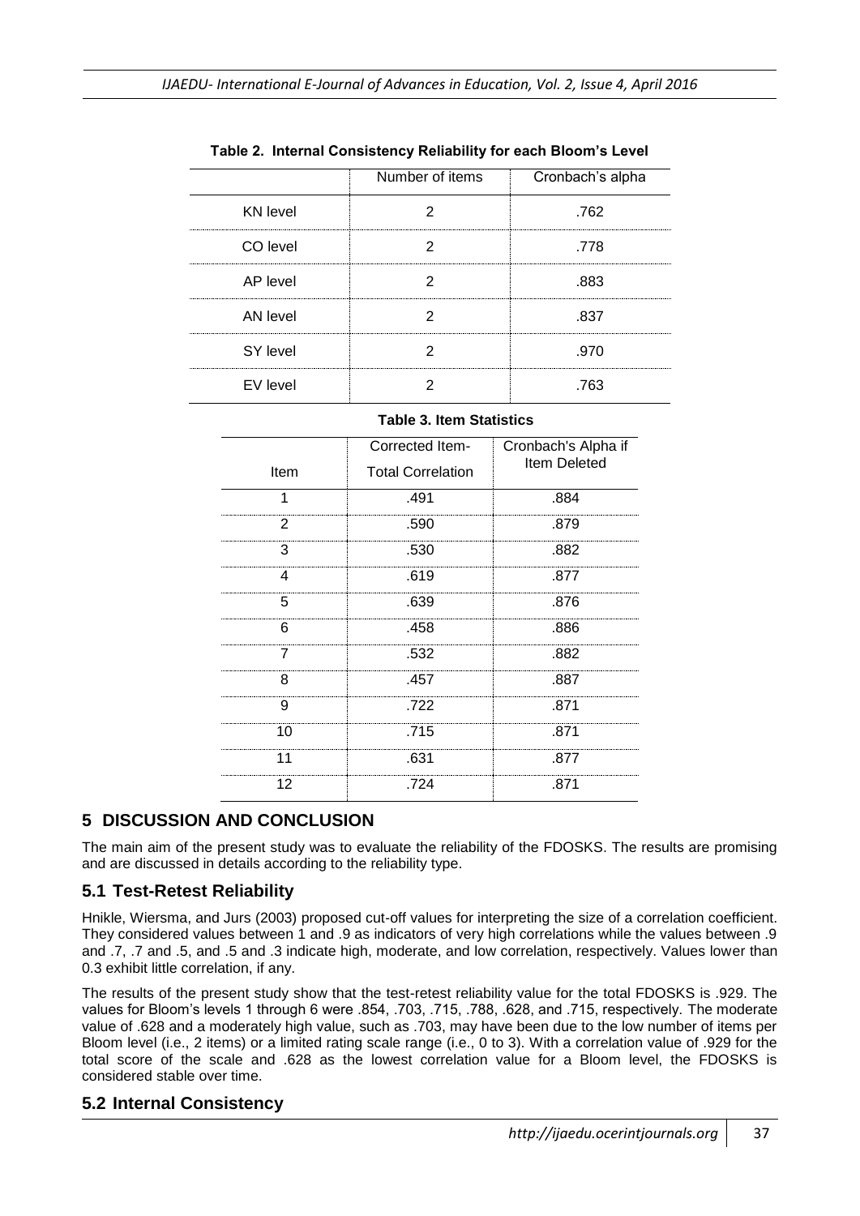**Table 2. Internal Consistency Reliability for each Bloom's Level**

| | Number of items | Cronbach's alpha |
|---|---|---|
| KN level | 2 | .762 |
| CO level | 2 | .778 |
| AP level | 2 | .883 |
| AN level | 2 | .837 |
| SY level | 2 | .970 |
| EV level | 2 | .763 |

**Table 3. Item Statistics**

| Item | Corrected Item-Total Correlation | Cronbach's Alpha if Item Deleted |
|---|---|---|
| 1 | .491 | .884 |
| 2 | .590 | .879 |
| 3 | .530 | .882 |
| 4 | .619 | .877 |
| 5 | .639 | .876 |
| 6 | .458 | .886 |
| 7 | .532 | .882 |
| 8 | .457 | .887 |
| 9 | .722 | .871 |
| 10 | .715 | .871 |
| 11 | .631 | .877 |
| 12 | .724 | .871 |

## 5 DISCUSSION AND CONCLUSION

The main aim of the present study was to evaluate the reliability of the FDOSKS. The results are promising and are discussed in details according to the reliability type.

### 5.1 Test-Retest Reliability

Hnikle, Wiersma, and Jurs (2003) proposed cut-off values for interpreting the size of a correlation coefficient. They considered values between 1 and .9 as indicators of very high correlations while the values between .9 and .7, .7 and .5, and .5 and .3 indicate high, moderate, and low correlation, respectively. Values lower than 0.3 exhibit little correlation, if any.

The results of the present study show that the test-retest reliability value for the total FDOSKS is .929. The values for Bloom's levels 1 through 6 were .854, .703, .715, .788, .628, and .715, respectively. The moderate value of .628 and a moderately high value, such as .703, may have been due to the low number of items per Bloom level (i.e., 2 items) or a limited rating scale range (i.e., 0 to 3). With a correlation value of .929 for the total score of the scale and .628 as the lowest correlation value for a Bloom level, the FDOSKS is considered stable over time.

### 5.2 Internal Consistency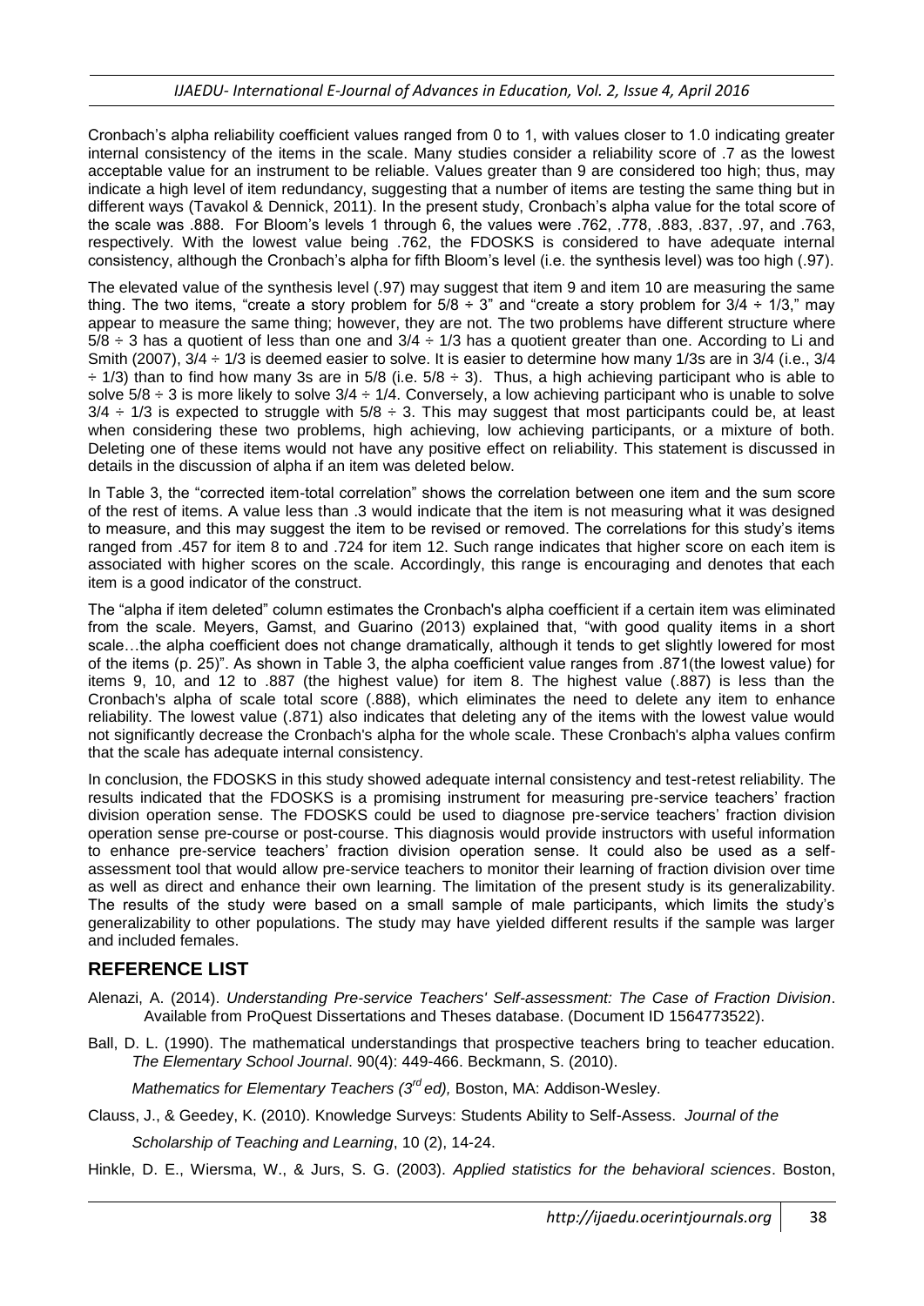Cronbach's alpha reliability coefficient values ranged from 0 to 1, with values closer to 1.0 indicating greater internal consistency of the items in the scale. Many studies consider a reliability score of .7 as the lowest acceptable value for an instrument to be reliable. Values greater than 9 are considered too high; thus, may indicate a high level of item redundancy, suggesting that a number of items are testing the same thing but in different ways (Tavakol & Dennick, 2011). In the present study, Cronbach's alpha value for the total score of the scale was .888. For Bloom's levels 1 through 6, the values were .762, .778, .883, .837, .97, and .763, respectively. With the lowest value being .762, the FDOSKS is considered to have adequate internal consistency, although the Cronbach's alpha for fifth Bloom's level (i.e. the synthesis level) was too high (.97).

The elevated value of the synthesis level (.97) may suggest that item 9 and item 10 are measuring the same thing. The two items, "create a story problem for $5/8 \div 3$" and "create a story problem for $3/4 \div 1/3$," may appear to measure the same thing; however, they are not. The two problems have different structure where $5/8 \div 3$ has a quotient of less than one and $3/4 \div 1/3$ has a quotient greater than one. According to Li and Smith (2007), $3/4 \div 1/3$ is deemed easier to solve. It is easier to determine how many 1/3s are in 3/4 (i.e., $3/4 \div 1/3$) than to find how many 3s are in 5/8 (i.e. $5/8 \div 3$). Thus, a high achieving participant who is able to solve $5/8 \div 3$ is more likely to solve $3/4 \div 1/4$. Conversely, a low achieving participant who is unable to solve $3/4 \div 1/3$ is expected to struggle with $5/8 \div 3$. This may suggest that most participants could be, at least when considering these two problems, high achieving, low achieving participants, or a mixture of both. Deleting one of these items would not have any positive effect on reliability. This statement is discussed in details in the discussion of alpha if an item was deleted below.

In Table 3, the "corrected item-total correlation" shows the correlation between one item and the sum score of the rest of items. A value less than .3 would indicate that the item is not measuring what it was designed to measure, and this may suggest the item to be revised or removed. The correlations for this study's items ranged from .457 for item 8 to and .724 for item 12. Such range indicates that higher score on each item is associated with higher scores on the scale. Accordingly, this range is encouraging and denotes that each item is a good indicator of the construct.

The "alpha if item deleted" column estimates the Cronbach's alpha coefficient if a certain item was eliminated from the scale. Meyers, Gamst, and Guarino (2013) explained that, "with good quality items in a short scale…the alpha coefficient does not change dramatically, although it tends to get slightly lowered for most of the items (p. 25)". As shown in Table 3, the alpha coefficient value ranges from .871(the lowest value) for items 9, 10, and 12 to .887 (the highest value) for item 8. The highest value (.887) is less than the Cronbach's alpha of scale total score (.888), which eliminates the need to delete any item to enhance reliability. The lowest value (.871) also indicates that deleting any of the items with the lowest value would not significantly decrease the Cronbach's alpha for the whole scale. These Cronbach's alpha values confirm that the scale has adequate internal consistency.

In conclusion, the FDOSKS in this study showed adequate internal consistency and test-retest reliability. The results indicated that the FDOSKS is a promising instrument for measuring pre-service teachers' fraction division operation sense. The FDOSKS could be used to diagnose pre-service teachers' fraction division operation sense pre-course or post-course. This diagnosis would provide instructors with useful information to enhance pre-service teachers' fraction division operation sense. It could also be used as a self-assessment tool that would allow pre-service teachers to monitor their learning of fraction division over time as well as direct and enhance their own learning. The limitation of the present study is its generalizability. The results of the study were based on a small sample of male participants, which limits the study's generalizability to other populations. The study may have yielded different results if the sample was larger and included females.

## REFERENCE LIST

Alenazi, A. (2014). *Understanding Pre-service Teachers' Self-assessment: The Case of Fraction Division*. Available from ProQuest Dissertations and Theses database. (Document ID 1564773522).

Ball, D. L. (1990). The mathematical understandings that prospective teachers bring to teacher education. *The Elementary School Journal*. 90(4): 449-466. Beckmann, S. (2010).

*Mathematics for Elementary Teachers (3rd ed),* Boston, MA: Addison-Wesley.

Clauss, J., & Geedey, K. (2010). Knowledge Surveys: Students Ability to Self-Assess. *Journal of the Scholarship of Teaching and Learning*, 10 (2), 14-24.

Hinkle, D. E., Wiersma, W., & Jurs, S. G. (2003). *Applied statistics for the behavioral sciences*. Boston,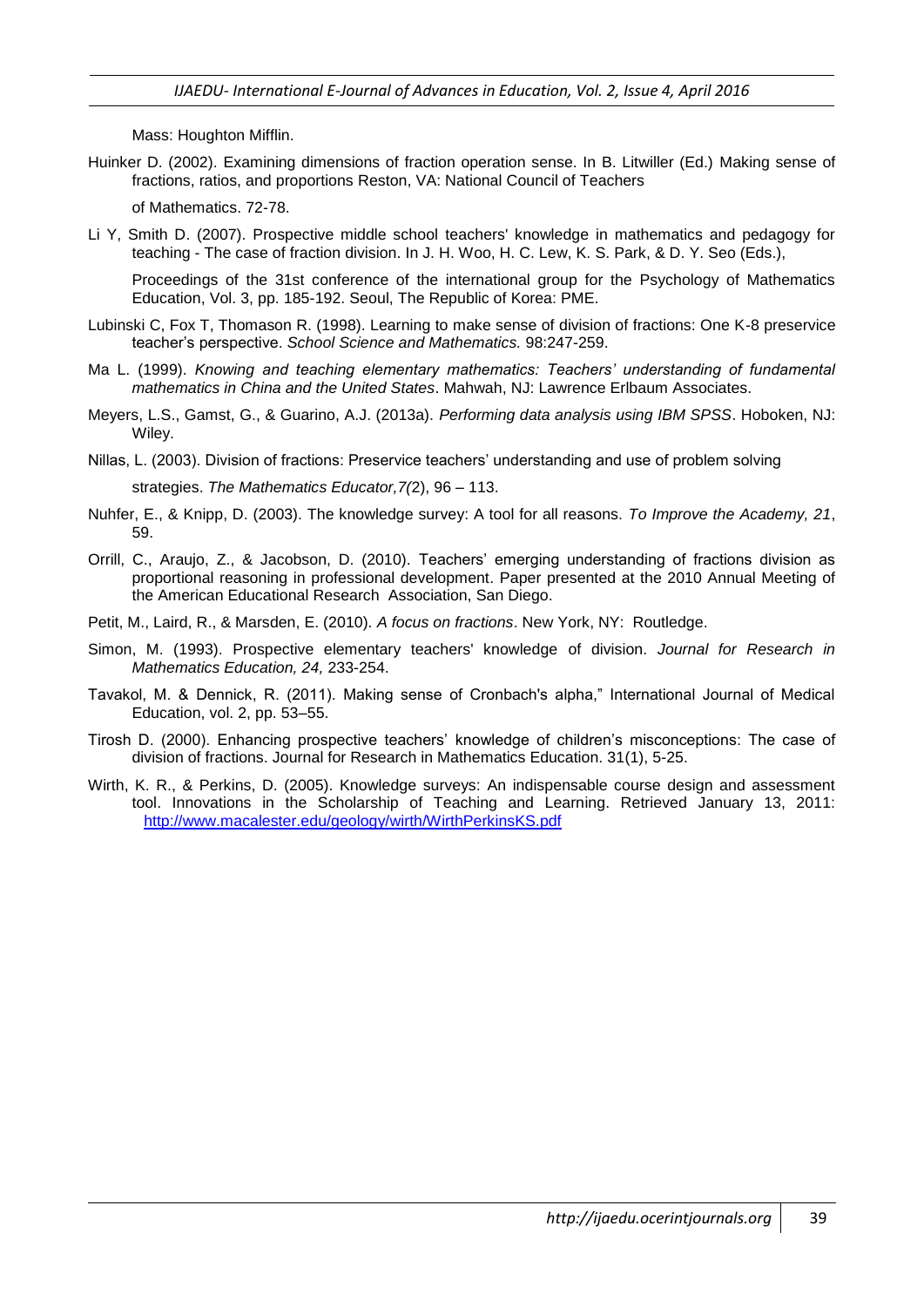Mass: Houghton Mifflin.

Huinker D. (2002). Examining dimensions of fraction operation sense. In B. Litwiller (Ed.) Making sense of fractions, ratios, and proportions Reston, VA: National Council of Teachers of Mathematics. 72-78.

Li Y, Smith D. (2007). Prospective middle school teachers' knowledge in mathematics and pedagogy for teaching - The case of fraction division. In J. H. Woo, H. C. Lew, K. S. Park, & D. Y. Seo (Eds.), Proceedings of the 31st conference of the international group for the Psychology of Mathematics Education, Vol. 3, pp. 185-192. Seoul, The Republic of Korea: PME.

Lubinski C, Fox T, Thomason R. (1998). Learning to make sense of division of fractions: One K-8 preservice teacher's perspective. *School Science and Mathematics.* 98:247-259.

Ma L. (1999). *Knowing and teaching elementary mathematics: Teachers' understanding of fundamental mathematics in China and the United States*. Mahwah, NJ: Lawrence Erlbaum Associates.

Meyers, L.S., Gamst, G., & Guarino, A.J. (2013a). *Performing data analysis using IBM SPSS*. Hoboken, NJ: Wiley.

Nillas, L. (2003). Division of fractions: Preservice teachers' understanding and use of problem solving strategies. *The Mathematics Educator,7(*2), 96 – 113.

Nuhfer, E., & Knipp, D. (2003). The knowledge survey: A tool for all reasons. *To Improve the Academy, 21*, 59.

Orrill, C., Araujo, Z., & Jacobson, D. (2010). Teachers' emerging understanding of fractions division as proportional reasoning in professional development. Paper presented at the 2010 Annual Meeting of the American Educational Research Association, San Diego.

Petit, M., Laird, R., & Marsden, E. (2010). *A focus on fractions*. New York, NY: Routledge.

Simon, M. (1993). Prospective elementary teachers' knowledge of division. *Journal for Research in Mathematics Education, 24,* 233-254.

Tavakol, M. & Dennick, R. (2011). Making sense of Cronbach's alpha," International Journal of Medical Education, vol. 2, pp. 53–55.

Tirosh D. (2000). Enhancing prospective teachers' knowledge of children's misconceptions: The case of division of fractions. Journal for Research in Mathematics Education. 31(1), 5-25.

Wirth, K. R., & Perkins, D. (2005). Knowledge surveys: An indispensable course design and assessment tool. Innovations in the Scholarship of Teaching and Learning. Retrieved January 13, 2011: http://www.macalester.edu/geology/wirth/WirthPerkinsKS.pdf